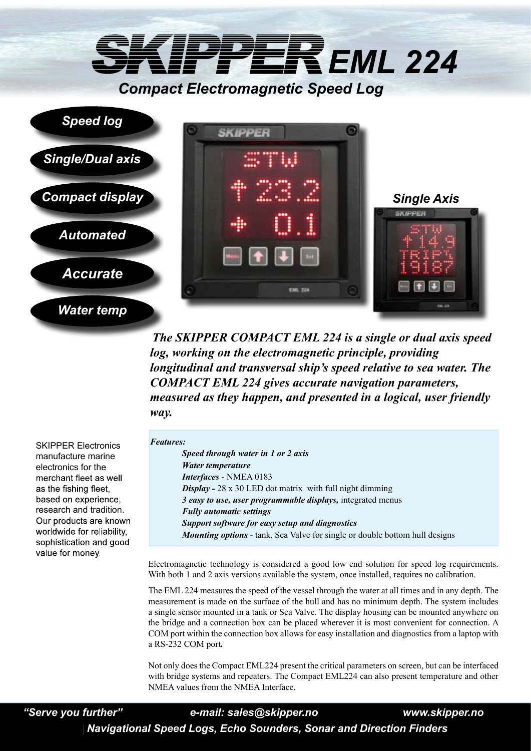# SKIPPER EML 224

## Compact Electromagnetic Speed Log

- *Speed log*
- *Single/Dual axis*
- *Compact display*
- *Automated*
- *Accurate*
- *Water temp*

*Single Axis*

***The SKIPPER COMPACT EML 224 is a single or dual axis speed log, working on the electromagnetic principle, providing longitudinal and transversal ship's speed relative to sea water. The COMPACT EML 224 gives accurate navigation parameters, measured as they happen, and presented in a logical, user friendly way.***

SKIPPER Electronics manufacture marine electronics for the merchant fleet as well as the fishing fleet, based on experience, research and tradition. Our products are known worldwide for reliability, sophistication and good value for money.

***Features:***

- ***Speed through water in 1 or 2 axis***
- ***Water temperature***
- ***Interfaces*** - NMEA 0183
- ***Display -*** 28 x 30 LED dot matrix with full night dimming
- ***3 easy to use, user programmable displays,*** integrated menus
- ***Fully automatic settings***
- ***Support software for easy setup and diagnostics***
- ***Mounting options*** - tank, Sea Valve for single or double bottom hull designs

Electromagnetic technology is considered a good low end solution for speed log requirements. With both 1 and 2 axis versions available the system, once installed, requires no calibration.

The EML 224 measures the speed of the vessel through the water at all times and in any depth. The measurement is made on the surface of the hull and has no minimum depth. The system includes a single sensor mounted in a tank or Sea Valve. The display housing can be mounted anywhere on the bridge and a connection box can be placed wherever it is most convenient for connection. A COM port within the connection box allows for easy installation and diagnostics from a laptop with a RS-232 COM port.

Not only does the Compact EML224 present the critical parameters on screen, but can be interfaced with bridge systems and repeaters. The Compact EML224 can also present temperature and other NMEA values from the NMEA Interface.

*"Serve you further"* *e-mail: sales@skipper.no* *www.skipper.no*

*Navigational Speed Logs, Echo Sounders, Sonar and Direction Finders*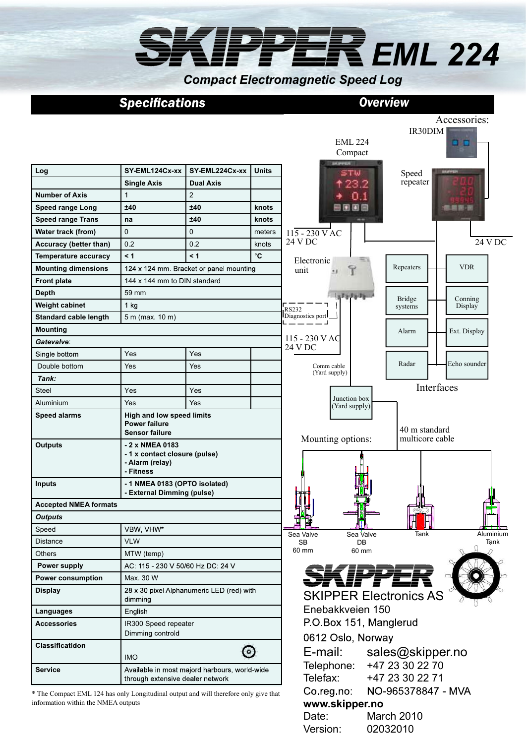# SKIPPER EML 224

## Compact Electromagnetic Speed Log

## Specifications

| Log | SY-EML124Cx-xx | SY-EML224Cx-xx | Units |
|---|---|---|---|
| | **Single Axis** | **Dual Axis** | |
| **Number of Axis** | 1 | 2 | |
| **Speed range Long** | **±40** | **±40** | **knots** |
| **Speed range Trans** | **na** | **±40** | **knots** |
| **Water track (from)** | 0 | 0 | meters |
| **Accuracy (better than)** | 0.2 | 0.2 | knots |
| **Temperature accuracy** | **< 1** | **< 1** | **°C** |
| **Mounting dimensions** | 124 x 124 mm. Bracket or panel mounting | | |
| **Front plate** | 144 x 144 mm to DIN standard | | |
| **Depth** | 59 mm | | |
| **Weight cabinet** | 1 kg | | |
| **Standard cable length** | 5 m (max. 10 m) | | |
| **Mounting** | | | |
| ***Gatevalve*:** | | | |
| Single bottom | Yes | Yes | |
| Double bottom | Yes | Yes | |
| ***Tank:*** | | | |
| Steel | Yes | Yes | |
| Aluminium | Yes | Yes | |
| **Speed alarms** | **High and low speed limits** **Power failure** **Sensor failure** | | |
| **Outputs** | **- 2 x NMEA 0183** **- 1 x contact closure (pulse)** **- Alarm (relay)** **- Fitness** | | |
| **Inputs** | **- 1 NMEA 0183 (OPTO isolated)** **- External Dimming (pulse)** | | |
| **Accepted NMEA formats** | | | |
| ***Outputs*** | | | |
| Speed | VBW, VHW* | | |
| Distance | VLW | | |
| Others | MTW (temp) | | |
| **Power supply** | AC: 115 - 230 V 50/60 Hz DC: 24 V | | |
| **Power consumption** | Max. 30 W | | |
| **Display** | 28 x 30 pixel Alphanumeric LED (red) with dimming | | |
| **Languages** | English | | |
| **Accessories** | IR300 Speed repeater Dimming controld | | |
| **Classificatidon** | IMO | | |
| **Service** | Available in most majord harbours, world-wide through extensive dealer network | | |

\* The Compact EML 124 has only Longitudinal output and will therefore only give that information within the NMEA outputs

## Overview

Accessories:
IR30DIM
EML 224 Compact
Speed repeater
115 - 230 V AC
24 V DC
24 V DC
Electronic unit
RS232 Diagnostics port
115 - 230 V AC
24 V DC
Comm cable (Yard supply)
Junction box (Yard supply)
Repeaters
VDR
Bridge systems
Conning Display
Alarm
Ext. Display
Radar
Echo sounder
Interfaces
40 m standard multicore cable
Mounting options:
Sea Valve SB 60 mm
Sea Valve DB 60 mm
Tank
Aluminium Tank

**SKIPPER Electronics AS**
Enebakkveien 150
P.O.Box 151, Manglerud
0612 Oslo, Norway

E-mail: sales@skipper.no
Telephone: +47 23 30 22 70
Telefax: +47 23 30 22 71
Co.reg.no: NO-965378847 - MVA
**www.skipper.no**
Date: March 2010
Version: 02032010